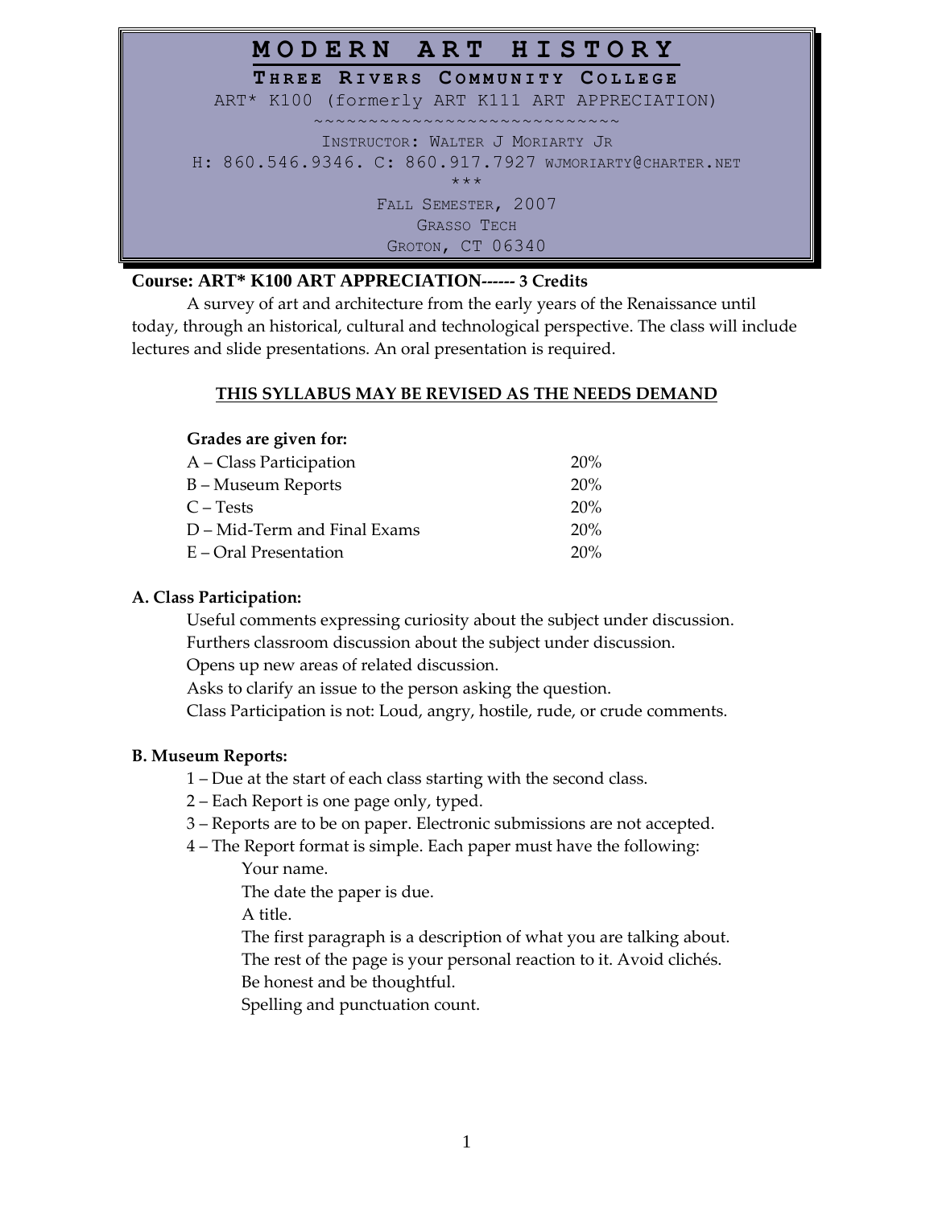# MODERN ART HISTORY

## THREE RIVERS COMMUNITY COLLEGE

ART* K100 (formerly ART K111 ART APPRECIATION)

~~~~~~~~~~~~~~~~~~~~~~~~~~~~

INSTRUCTOR: WALTER J MORIARTY JR

H: 860.546.9346. C: 860.917.7927 WJMORIARTY@CHARTER.NET

***

FALL SEMESTER, 2007

GRASSO TECH

GROTON, CT 06340

**Course: ART* K100 ART APPRECIATION------ 3 Credits**

A survey of art and architecture from the early years of the Renaissance until today, through an historical, cultural and technological perspective. The class will include lectures and slide presentations. An oral presentation is required.

**THIS SYLLABUS MAY BE REVISED AS THE NEEDS DEMAND**

**Grades are given for:**

| | |
|---|---|
| A – Class Participation | 20% |
| B – Museum Reports | 20% |
| C – Tests | 20% |
| D – Mid-Term and Final Exams | 20% |
| E – Oral Presentation | 20% |

**A. Class Participation:**

Useful comments expressing curiosity about the subject under discussion.
Furthers classroom discussion about the subject under discussion.
Opens up new areas of related discussion.
Asks to clarify an issue to the person asking the question.
Class Participation is not: Loud, angry, hostile, rude, or crude comments.

**B. Museum Reports:**

1 – Due at the start of each class starting with the second class.
2 – Each Report is one page only, typed.
3 – Reports are to be on paper. Electronic submissions are not accepted.
4 – The Report format is simple. Each paper must have the following:
- Your name.
- The date the paper is due.
- A title.
- The first paragraph is a description of what you are talking about.
- The rest of the page is your personal reaction to it. Avoid clichés.
- Be honest and be thoughtful.
- Spelling and punctuation count.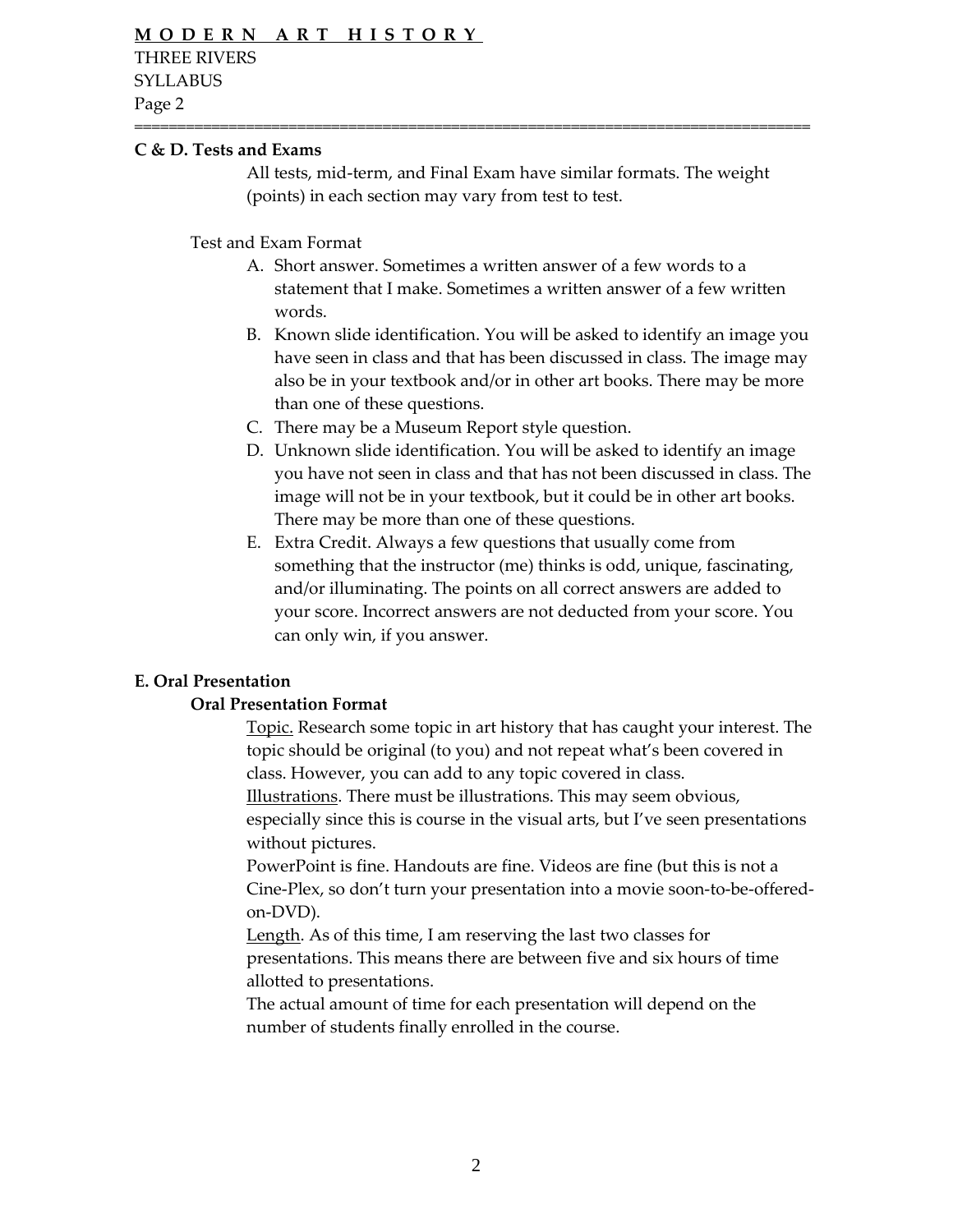### C & D. Tests and Exams

All tests, mid-term, and Final Exam have similar formats. The weight (points) in each section may vary from test to test.

Test and Exam Format

A. Short answer. Sometimes a written answer of a few words to a statement that I make. Sometimes a written answer of a few written words.
B. Known slide identification. You will be asked to identify an image you have seen in class and that has been discussed in class. The image may also be in your textbook and/or in other art books. There may be more than one of these questions.
C. There may be a Museum Report style question.
D. Unknown slide identification. You will be asked to identify an image you have not seen in class and that has not been discussed in class. The image will not be in your textbook, but it could be in other art books. There may be more than one of these questions.
E. Extra Credit. Always a few questions that usually come from something that the instructor (me) thinks is odd, unique, fascinating, and/or illuminating. The points on all correct answers are added to your score. Incorrect answers are not deducted from your score. You can only win, if you answer.

### E. Oral Presentation

#### Oral Presentation Format

Topic. Research some topic in art history that has caught your interest. The topic should be original (to you) and not repeat what's been covered in class. However, you can add to any topic covered in class.

Illustrations. There must be illustrations. This may seem obvious, especially since this is course in the visual arts, but I've seen presentations without pictures.

PowerPoint is fine. Handouts are fine. Videos are fine (but this is not a Cine-Plex, so don't turn your presentation into a movie soon-to-be-offered-on-DVD).

Length. As of this time, I am reserving the last two classes for presentations. This means there are between five and six hours of time allotted to presentations.

The actual amount of time for each presentation will depend on the number of students finally enrolled in the course.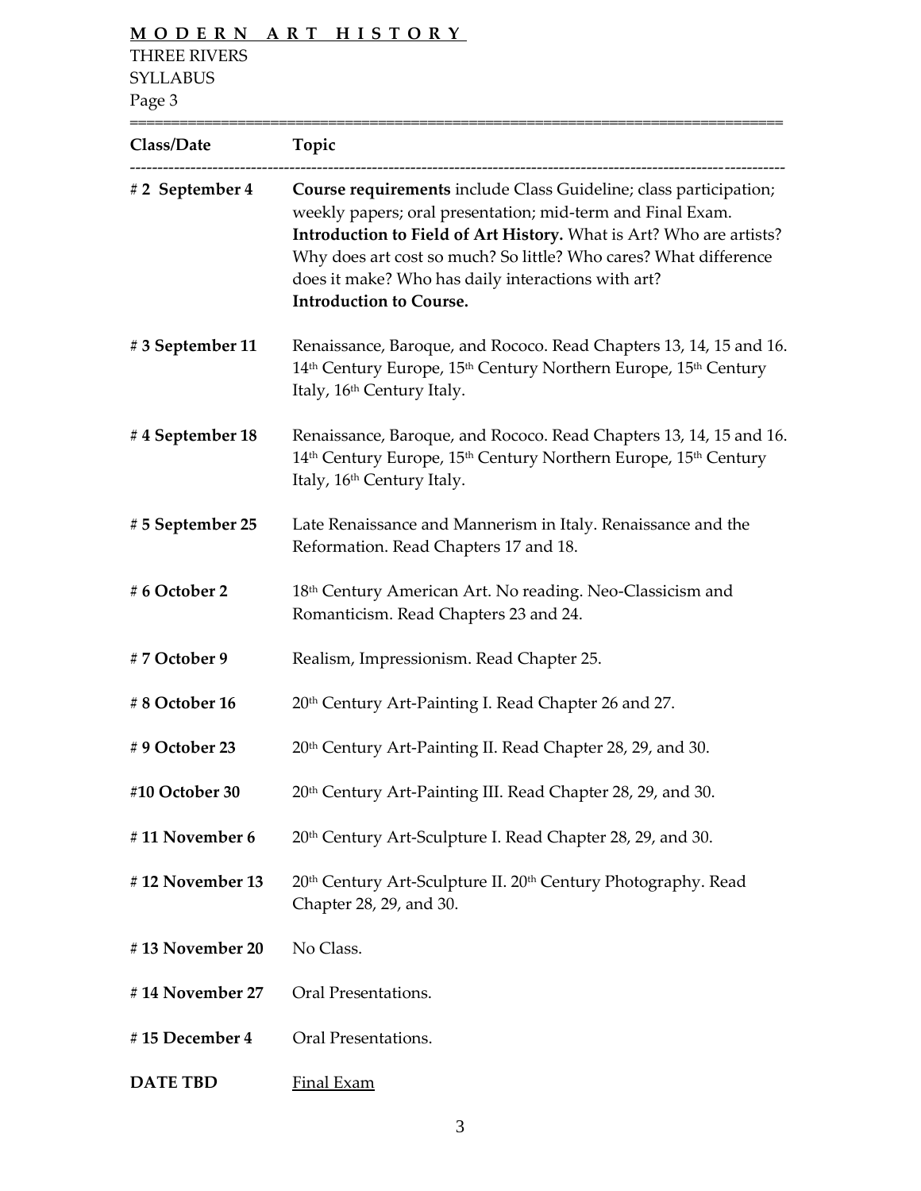**MODERN ART HISTORY**
THREE RIVERS
SYLLABUS
Page 3

| Class/Date | Topic |
|---|---|
| # 2 September 4 | **Course requirements** include Class Guideline; class participation; weekly papers; oral presentation; mid-term and Final Exam. **Introduction to Field of Art History.** What is Art? Who are artists? Why does art cost so much? So little? Who cares? What difference does it make? Who has daily interactions with art? **Introduction to Course.** |
| # 3 September 11 | Renaissance, Baroque, and Rococo. Read Chapters 13, 14, 15 and 16. 14th Century Europe, 15th Century Northern Europe, 15th Century Italy, 16th Century Italy. |
| # 4 September 18 | Renaissance, Baroque, and Rococo. Read Chapters 13, 14, 15 and 16. 14th Century Europe, 15th Century Northern Europe, 15th Century Italy, 16th Century Italy. |
| # 5 September 25 | Late Renaissance and Mannerism in Italy. Renaissance and the Reformation. Read Chapters 17 and 18. |
| # 6 October 2 | 18th Century American Art. No reading. Neo-Classicism and Romanticism. Read Chapters 23 and 24. |
| # 7 October 9 | Realism, Impressionism. Read Chapter 25. |
| # 8 October 16 | 20th Century Art-Painting I. Read Chapter 26 and 27. |
| # 9 October 23 | 20th Century Art-Painting II. Read Chapter 28, 29, and 30. |
| #10 October 30 | 20th Century Art-Painting III. Read Chapter 28, 29, and 30. |
| # 11 November 6 | 20th Century Art-Sculpture I. Read Chapter 28, 29, and 30. |
| # 12 November 13 | 20th Century Art-Sculpture II. 20th Century Photography. Read Chapter 28, 29, and 30. |
| # 13 November 20 | No Class. |
| # 14 November 27 | Oral Presentations. |
| # 15 December 4 | Oral Presentations. |
| **DATE TBD** | Final Exam |